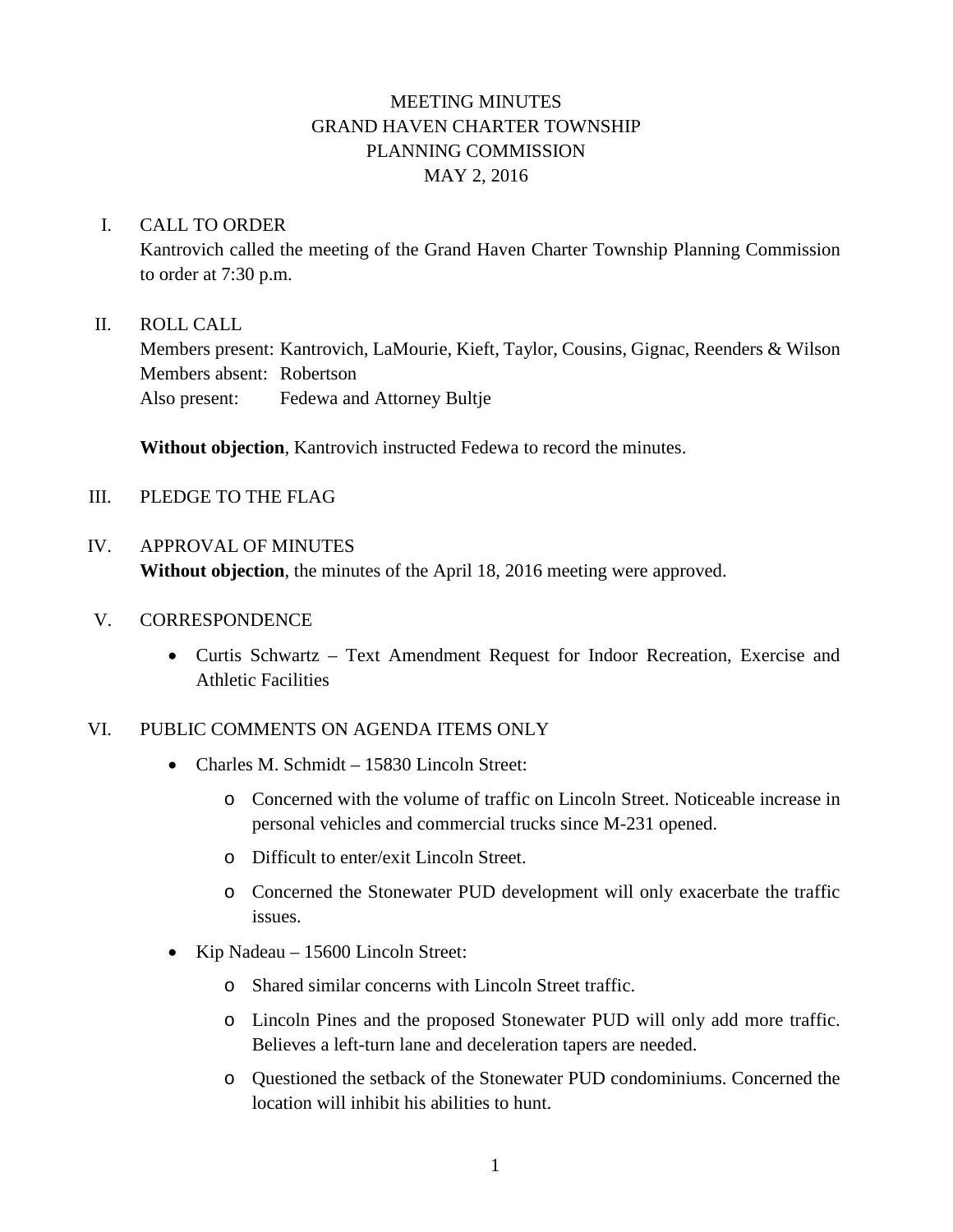# MEETING MINUTES
# GRAND HAVEN CHARTER TOWNSHIP
# PLANNING COMMISSION
# MAY 2, 2016

## I. CALL TO ORDER

Kantrovich called the meeting of the Grand Haven Charter Township Planning Commission to order at 7:30 p.m.

## II. ROLL CALL

Members present: Kantrovich, LaMourie, Kieft, Taylor, Cousins, Gignac, Reenders & Wilson
Members absent: Robertson
Also present: Fedewa and Attorney Bultje

**Without objection**, Kantrovich instructed Fedewa to record the minutes.

## III. PLEDGE TO THE FLAG

## IV. APPROVAL OF MINUTES

**Without objection**, the minutes of the April 18, 2016 meeting were approved.

## V. CORRESPONDENCE

- Curtis Schwartz – Text Amendment Request for Indoor Recreation, Exercise and Athletic Facilities

## VI. PUBLIC COMMENTS ON AGENDA ITEMS ONLY

- Charles M. Schmidt – 15830 Lincoln Street:
  - Concerned with the volume of traffic on Lincoln Street. Noticeable increase in personal vehicles and commercial trucks since M-231 opened.
  - Difficult to enter/exit Lincoln Street.
  - Concerned the Stonewater PUD development will only exacerbate the traffic issues.
- Kip Nadeau – 15600 Lincoln Street:
  - Shared similar concerns with Lincoln Street traffic.
  - Lincoln Pines and the proposed Stonewater PUD will only add more traffic. Believes a left-turn lane and deceleration tapers are needed.
  - Questioned the setback of the Stonewater PUD condominiums. Concerned the location will inhibit his abilities to hunt.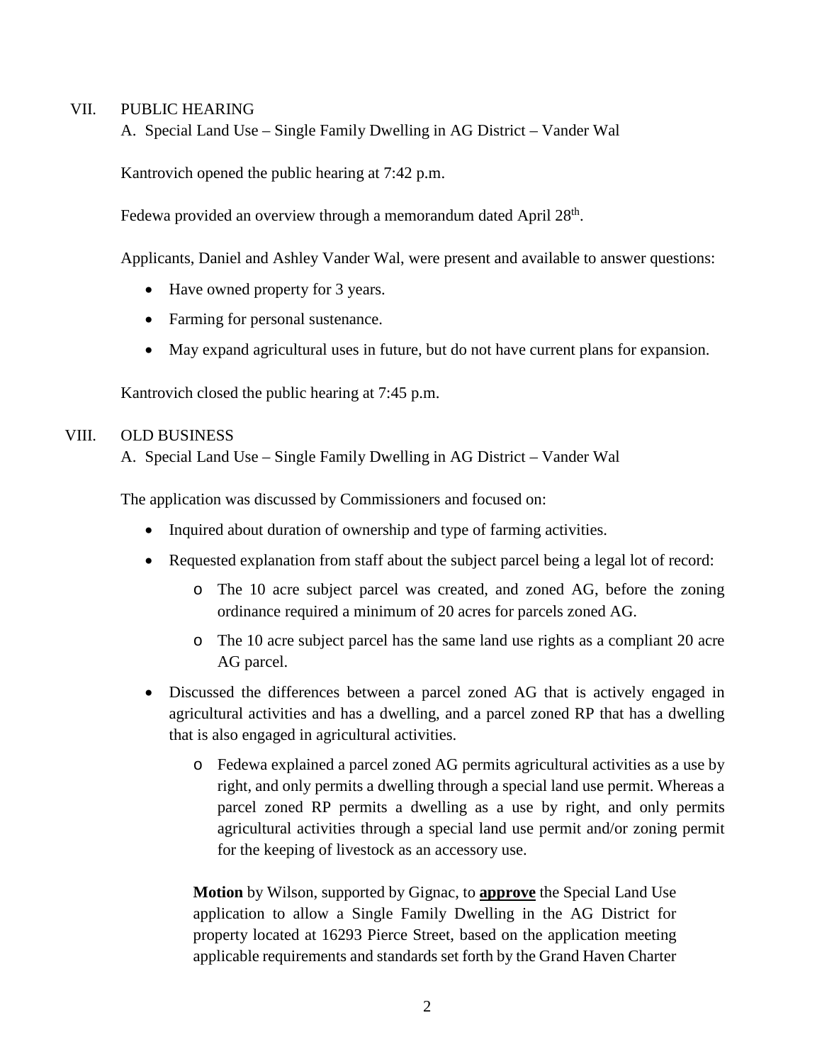VII. PUBLIC HEARING

A. Special Land Use – Single Family Dwelling in AG District – Vander Wal

Kantrovich opened the public hearing at 7:42 p.m.

Fedewa provided an overview through a memorandum dated April 28th.

Applicants, Daniel and Ashley Vander Wal, were present and available to answer questions:

- Have owned property for 3 years.
- Farming for personal sustenance.
- May expand agricultural uses in future, but do not have current plans for expansion.

Kantrovich closed the public hearing at 7:45 p.m.

VIII. OLD BUSINESS

A. Special Land Use – Single Family Dwelling in AG District – Vander Wal

The application was discussed by Commissioners and focused on:

- Inquired about duration of ownership and type of farming activities.
- Requested explanation from staff about the subject parcel being a legal lot of record:
  - The 10 acre subject parcel was created, and zoned AG, before the zoning ordinance required a minimum of 20 acres for parcels zoned AG.
  - The 10 acre subject parcel has the same land use rights as a compliant 20 acre AG parcel.
- Discussed the differences between a parcel zoned AG that is actively engaged in agricultural activities and has a dwelling, and a parcel zoned RP that has a dwelling that is also engaged in agricultural activities.
  - Fedewa explained a parcel zoned AG permits agricultural activities as a use by right, and only permits a dwelling through a special land use permit. Whereas a parcel zoned RP permits a dwelling as a use by right, and only permits agricultural activities through a special land use permit and/or zoning permit for the keeping of livestock as an accessory use.

**Motion** by Wilson, supported by Gignac, to **approve** the Special Land Use application to allow a Single Family Dwelling in the AG District for property located at 16293 Pierce Street, based on the application meeting applicable requirements and standards set forth by the Grand Haven Charter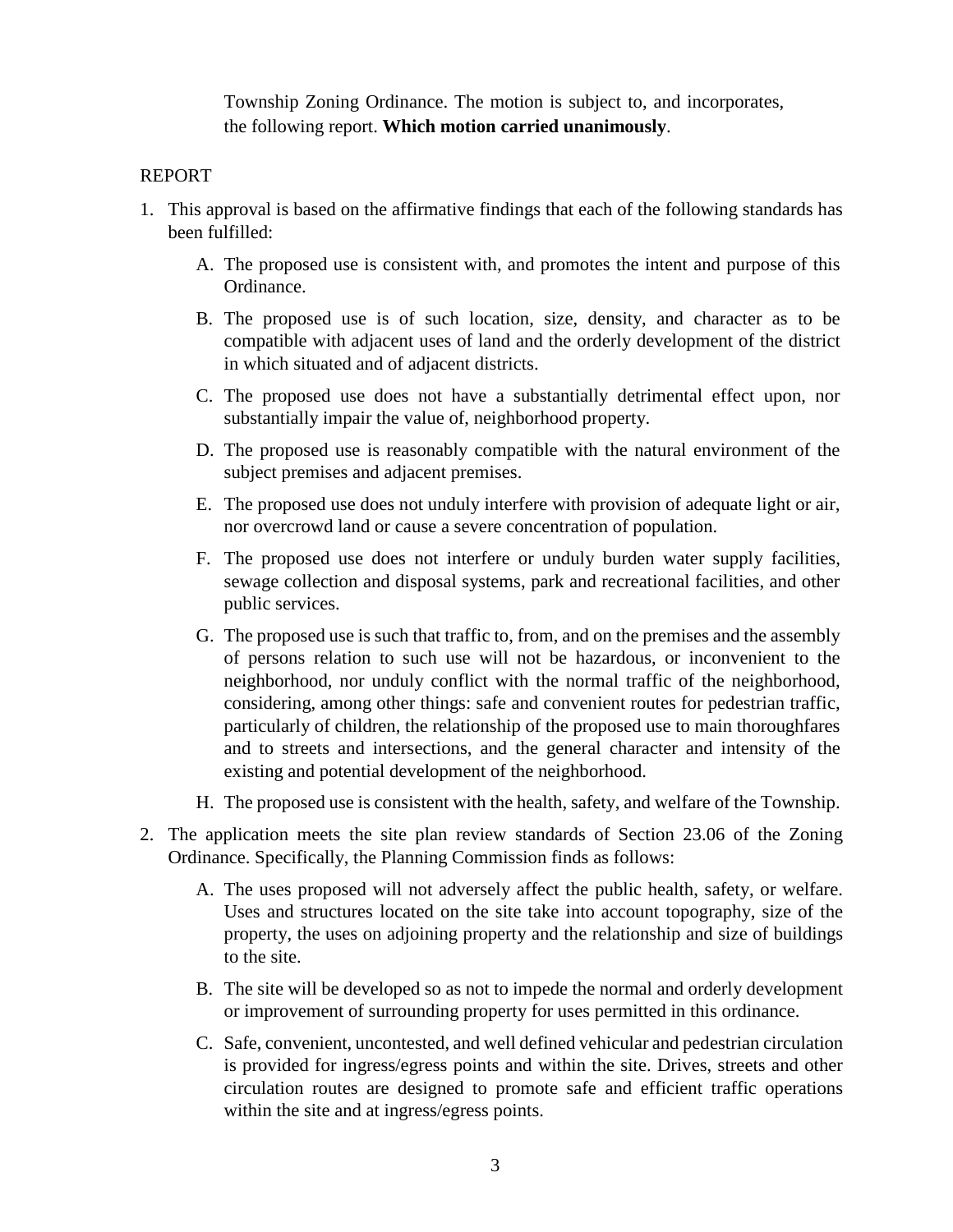Township Zoning Ordinance. The motion is subject to, and incorporates, the following report. **Which motion carried unanimously**.

REPORT

1. This approval is based on the affirmative findings that each of the following standards has been fulfilled:

    A. The proposed use is consistent with, and promotes the intent and purpose of this Ordinance.

    B. The proposed use is of such location, size, density, and character as to be compatible with adjacent uses of land and the orderly development of the district in which situated and of adjacent districts.

    C. The proposed use does not have a substantially detrimental effect upon, nor substantially impair the value of, neighborhood property.

    D. The proposed use is reasonably compatible with the natural environment of the subject premises and adjacent premises.

    E. The proposed use does not unduly interfere with provision of adequate light or air, nor overcrowd land or cause a severe concentration of population.

    F. The proposed use does not interfere or unduly burden water supply facilities, sewage collection and disposal systems, park and recreational facilities, and other public services.

    G. The proposed use is such that traffic to, from, and on the premises and the assembly of persons relation to such use will not be hazardous, or inconvenient to the neighborhood, nor unduly conflict with the normal traffic of the neighborhood, considering, among other things: safe and convenient routes for pedestrian traffic, particularly of children, the relationship of the proposed use to main thoroughfares and to streets and intersections, and the general character and intensity of the existing and potential development of the neighborhood.

    H. The proposed use is consistent with the health, safety, and welfare of the Township.

2. The application meets the site plan review standards of Section 23.06 of the Zoning Ordinance. Specifically, the Planning Commission finds as follows:

    A. The uses proposed will not adversely affect the public health, safety, or welfare. Uses and structures located on the site take into account topography, size of the property, the uses on adjoining property and the relationship and size of buildings to the site.

    B. The site will be developed so as not to impede the normal and orderly development or improvement of surrounding property for uses permitted in this ordinance.

    C. Safe, convenient, uncontested, and well defined vehicular and pedestrian circulation is provided for ingress/egress points and within the site. Drives, streets and other circulation routes are designed to promote safe and efficient traffic operations within the site and at ingress/egress points.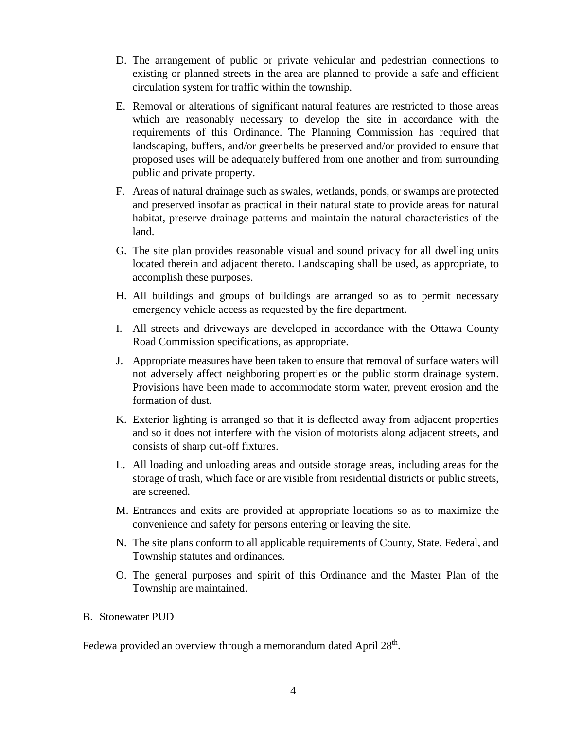D. The arrangement of public or private vehicular and pedestrian connections to existing or planned streets in the area are planned to provide a safe and efficient circulation system for traffic within the township.

E. Removal or alterations of significant natural features are restricted to those areas which are reasonably necessary to develop the site in accordance with the requirements of this Ordinance. The Planning Commission has required that landscaping, buffers, and/or greenbelts be preserved and/or provided to ensure that proposed uses will be adequately buffered from one another and from surrounding public and private property.

F. Areas of natural drainage such as swales, wetlands, ponds, or swamps are protected and preserved insofar as practical in their natural state to provide areas for natural habitat, preserve drainage patterns and maintain the natural characteristics of the land.

G. The site plan provides reasonable visual and sound privacy for all dwelling units located therein and adjacent thereto. Landscaping shall be used, as appropriate, to accomplish these purposes.

H. All buildings and groups of buildings are arranged so as to permit necessary emergency vehicle access as requested by the fire department.

I. All streets and driveways are developed in accordance with the Ottawa County Road Commission specifications, as appropriate.

J. Appropriate measures have been taken to ensure that removal of surface waters will not adversely affect neighboring properties or the public storm drainage system. Provisions have been made to accommodate storm water, prevent erosion and the formation of dust.

K. Exterior lighting is arranged so that it is deflected away from adjacent properties and so it does not interfere with the vision of motorists along adjacent streets, and consists of sharp cut-off fixtures.

L. All loading and unloading areas and outside storage areas, including areas for the storage of trash, which face or are visible from residential districts or public streets, are screened.

M. Entrances and exits are provided at appropriate locations so as to maximize the convenience and safety for persons entering or leaving the site.

N. The site plans conform to all applicable requirements of County, State, Federal, and Township statutes and ordinances.

O. The general purposes and spirit of this Ordinance and the Master Plan of the Township are maintained.

B. Stonewater PUD

Fedewa provided an overview through a memorandum dated April 28th.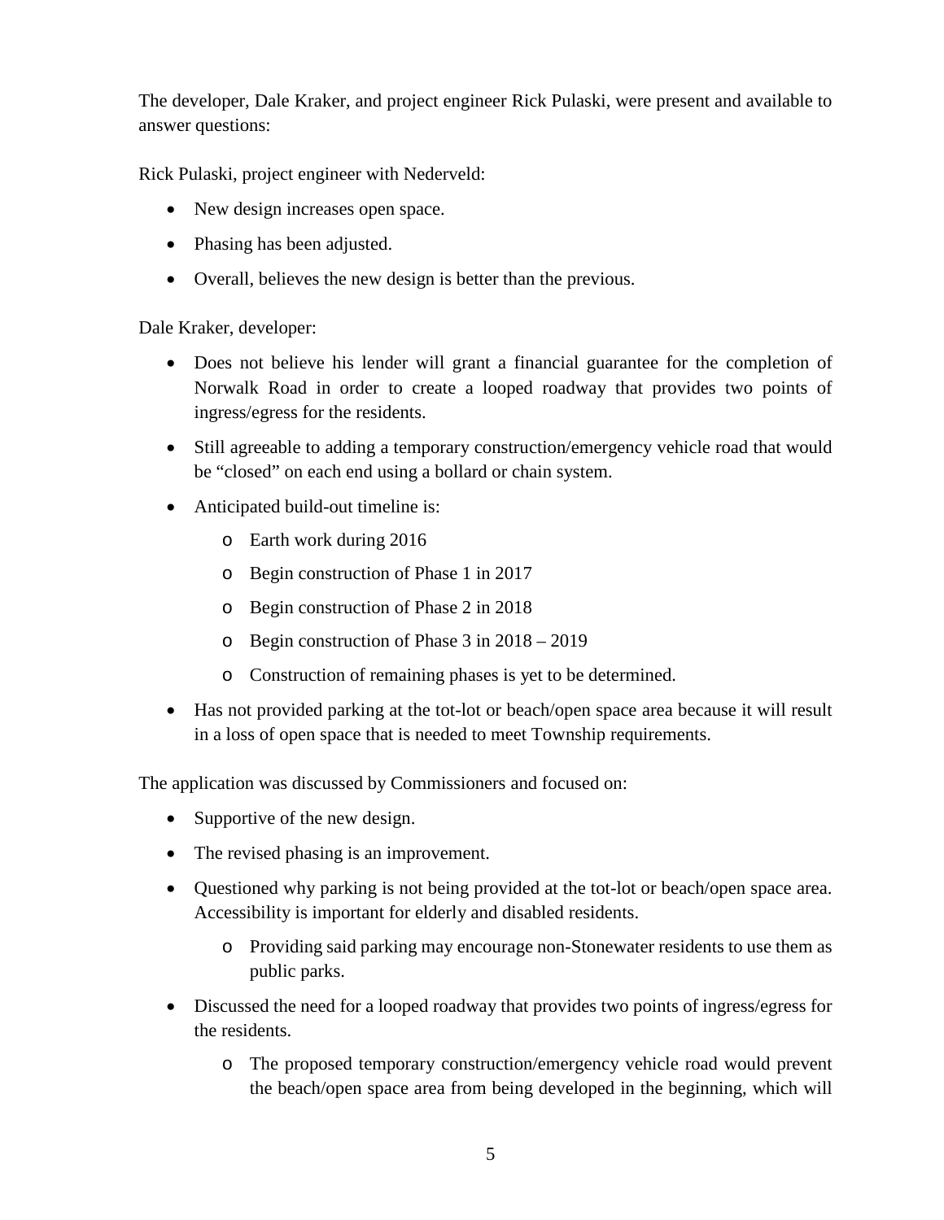The developer, Dale Kraker, and project engineer Rick Pulaski, were present and available to answer questions:

Rick Pulaski, project engineer with Nederveld:

- New design increases open space.
- Phasing has been adjusted.
- Overall, believes the new design is better than the previous.

Dale Kraker, developer:

- Does not believe his lender will grant a financial guarantee for the completion of Norwalk Road in order to create a looped roadway that provides two points of ingress/egress for the residents.
- Still agreeable to adding a temporary construction/emergency vehicle road that would be "closed" on each end using a bollard or chain system.
- Anticipated build-out timeline is:
  - Earth work during 2016
  - Begin construction of Phase 1 in 2017
  - Begin construction of Phase 2 in 2018
  - Begin construction of Phase 3 in 2018 – 2019
  - Construction of remaining phases is yet to be determined.
- Has not provided parking at the tot-lot or beach/open space area because it will result in a loss of open space that is needed to meet Township requirements.

The application was discussed by Commissioners and focused on:

- Supportive of the new design.
- The revised phasing is an improvement.
- Questioned why parking is not being provided at the tot-lot or beach/open space area. Accessibility is important for elderly and disabled residents.
  - Providing said parking may encourage non-Stonewater residents to use them as public parks.
- Discussed the need for a looped roadway that provides two points of ingress/egress for the residents.
  - The proposed temporary construction/emergency vehicle road would prevent the beach/open space area from being developed in the beginning, which will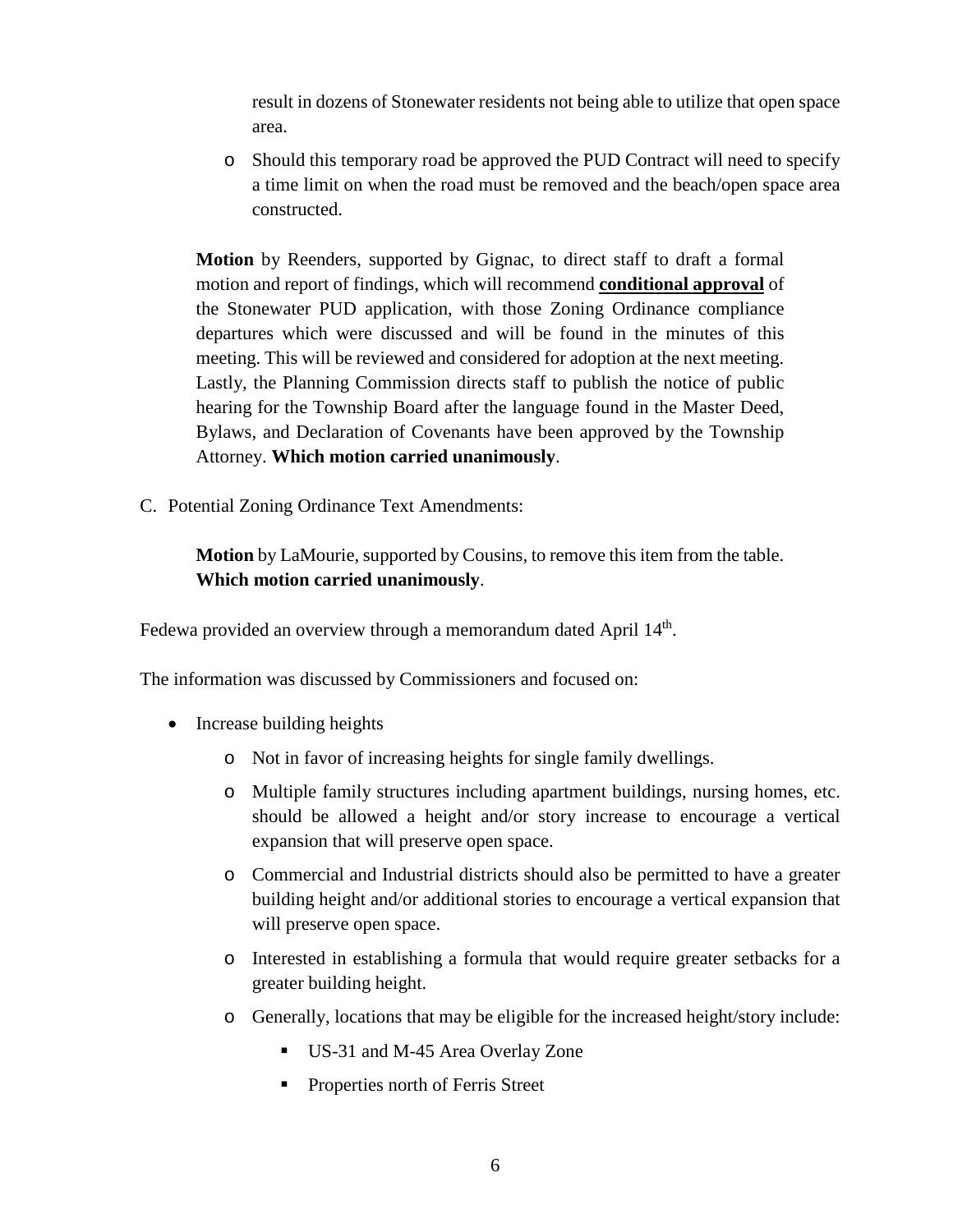result in dozens of Stonewater residents not being able to utilize that open space area.

  - Should this temporary road be approved the PUD Contract will need to specify a time limit on when the road must be removed and the beach/open space area constructed.

**Motion** by Reenders, supported by Gignac, to direct staff to draft a formal motion and report of findings, which will recommend **conditional approval** of the Stonewater PUD application, with those Zoning Ordinance compliance departures which were discussed and will be found in the minutes of this meeting. This will be reviewed and considered for adoption at the next meeting. Lastly, the Planning Commission directs staff to publish the notice of public hearing for the Township Board after the language found in the Master Deed, Bylaws, and Declaration of Covenants have been approved by the Township Attorney. **Which motion carried unanimously**.

C. Potential Zoning Ordinance Text Amendments:

**Motion** by LaMourie, supported by Cousins, to remove this item from the table. **Which motion carried unanimously**.

Fedewa provided an overview through a memorandum dated April 14th.

The information was discussed by Commissioners and focused on:

- Increase building heights
  - Not in favor of increasing heights for single family dwellings.
  - Multiple family structures including apartment buildings, nursing homes, etc. should be allowed a height and/or story increase to encourage a vertical expansion that will preserve open space.
  - Commercial and Industrial districts should also be permitted to have a greater building height and/or additional stories to encourage a vertical expansion that will preserve open space.
  - Interested in establishing a formula that would require greater setbacks for a greater building height.
  - Generally, locations that may be eligible for the increased height/story include:
    - US-31 and M-45 Area Overlay Zone
    - Properties north of Ferris Street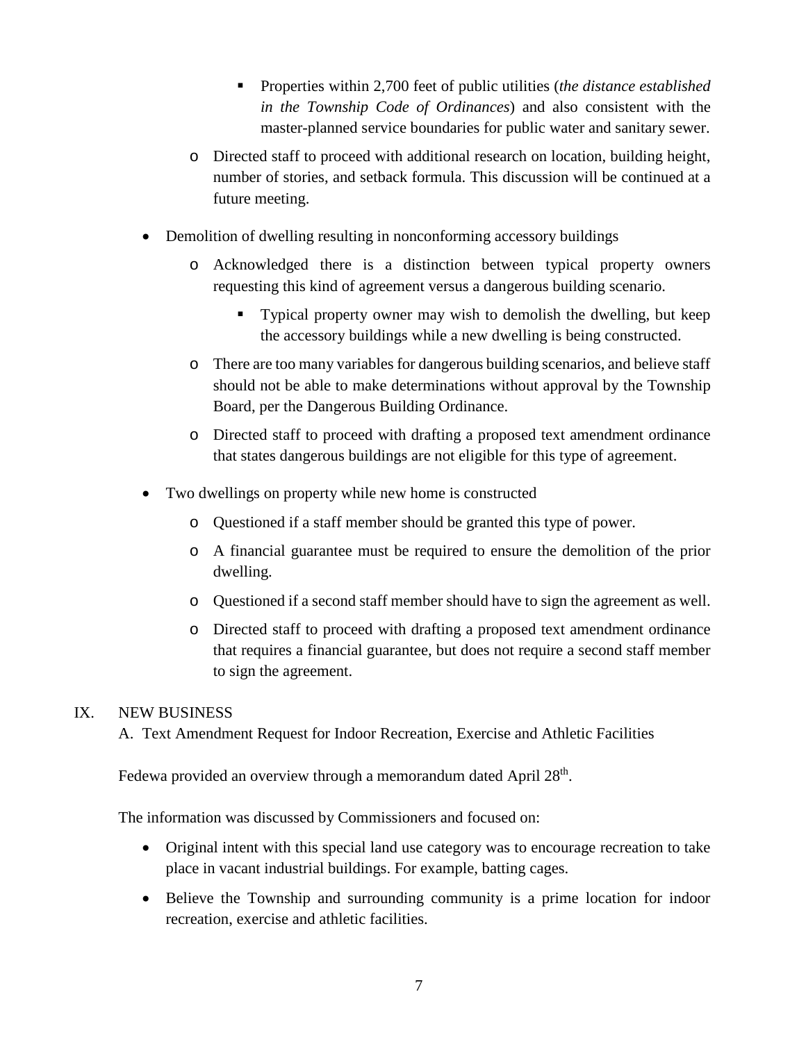- Properties within 2,700 feet of public utilities (*the distance established in the Township Code of Ordinances*) and also consistent with the master-planned service boundaries for public water and sanitary sewer.
    - Directed staff to proceed with additional research on location, building height, number of stories, and setback formula. This discussion will be continued at a future meeting.
- Demolition of dwelling resulting in nonconforming accessory buildings
    - Acknowledged there is a distinction between typical property owners requesting this kind of agreement versus a dangerous building scenario.
        - Typical property owner may wish to demolish the dwelling, but keep the accessory buildings while a new dwelling is being constructed.
    - There are too many variables for dangerous building scenarios, and believe staff should not be able to make determinations without approval by the Township Board, per the Dangerous Building Ordinance.
    - Directed staff to proceed with drafting a proposed text amendment ordinance that states dangerous buildings are not eligible for this type of agreement.
- Two dwellings on property while new home is constructed
    - Questioned if a staff member should be granted this type of power.
    - A financial guarantee must be required to ensure the demolition of the prior dwelling.
    - Questioned if a second staff member should have to sign the agreement as well.
    - Directed staff to proceed with drafting a proposed text amendment ordinance that requires a financial guarantee, but does not require a second staff member to sign the agreement.

IX. NEW BUSINESS

A. Text Amendment Request for Indoor Recreation, Exercise and Athletic Facilities

Fedewa provided an overview through a memorandum dated April 28th.

The information was discussed by Commissioners and focused on:

- Original intent with this special land use category was to encourage recreation to take place in vacant industrial buildings. For example, batting cages.
- Believe the Township and surrounding community is a prime location for indoor recreation, exercise and athletic facilities.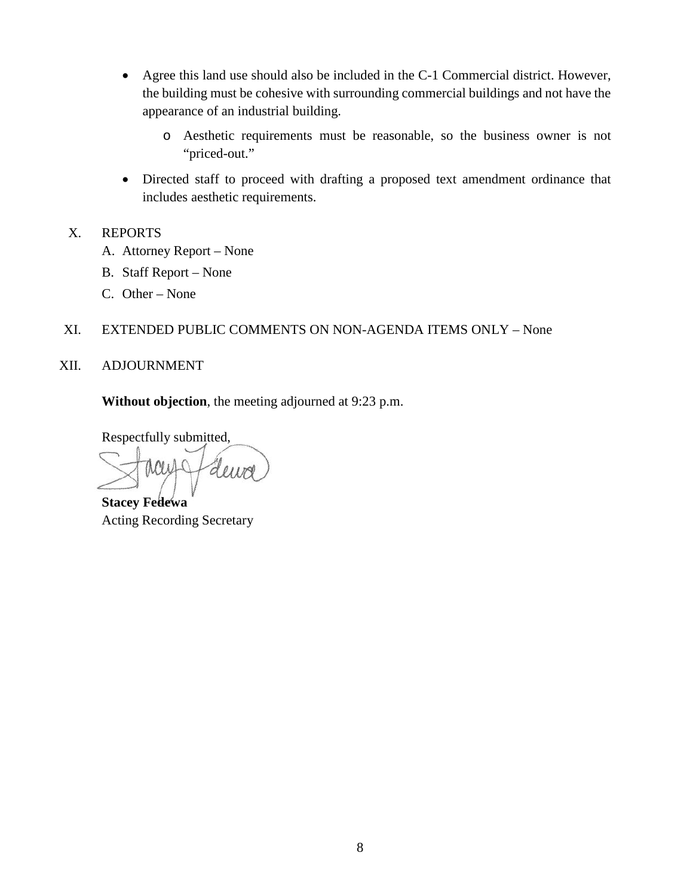- Agree this land use should also be included in the C-1 Commercial district. However, the building must be cohesive with surrounding commercial buildings and not have the appearance of an industrial building.
  - Aesthetic requirements must be reasonable, so the business owner is not "priced-out."
- Directed staff to proceed with drafting a proposed text amendment ordinance that includes aesthetic requirements.

X. REPORTS

A. Attorney Report – None

B. Staff Report – None

C. Other – None

XI. EXTENDED PUBLIC COMMENTS ON NON-AGENDA ITEMS ONLY – None

XII. ADJOURNMENT

**Without objection**, the meeting adjourned at 9:23 p.m.

Respectfully submitted,

**Stacey Fedewa**
Acting Recording Secretary